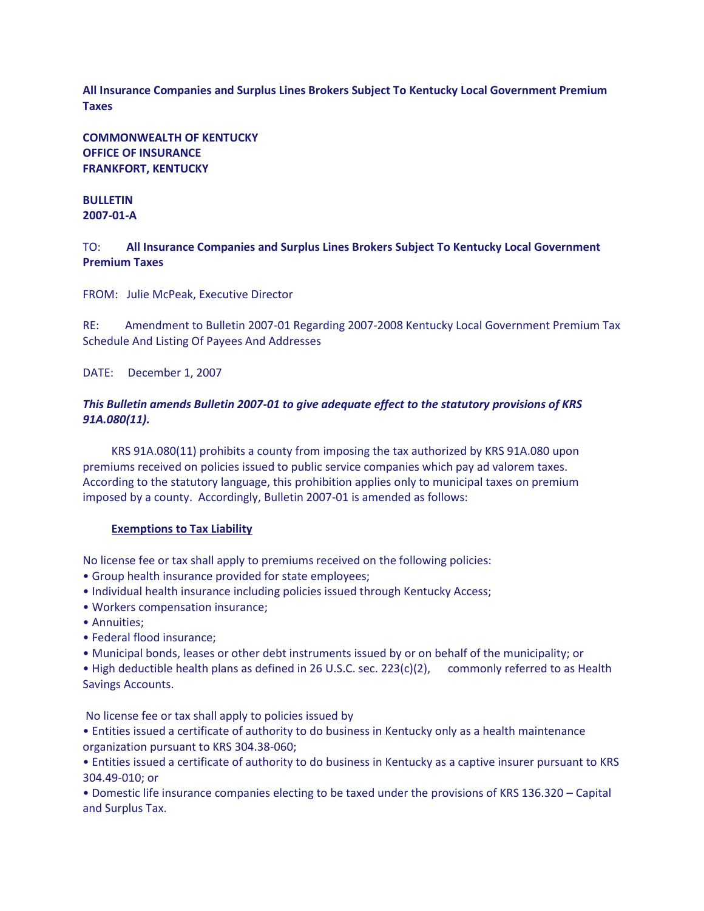**All Insurance Companies and Surplus Lines Brokers Subject To Kentucky Local Government Premium Taxes**

**COMMONWEALTH OF KENTUCKY**
**OFFICE OF INSURANCE**
**FRANKFORT, KENTUCKY**

**BULLETIN**
**2007-01-A**

TO: **All Insurance Companies and Surplus Lines Brokers Subject To Kentucky Local Government Premium Taxes**

FROM: Julie McPeak, Executive Director

RE: Amendment to Bulletin 2007-01 Regarding 2007-2008 Kentucky Local Government Premium Tax Schedule And Listing Of Payees And Addresses

DATE: December 1, 2007

***This Bulletin amends Bulletin 2007-01 to give adequate effect to the statutory provisions of KRS 91A.080(11).***

KRS 91A.080(11) prohibits a county from imposing the tax authorized by KRS 91A.080 upon premiums received on policies issued to public service companies which pay ad valorem taxes. According to the statutory language, this prohibition applies only to municipal taxes on premium imposed by a county. Accordingly, Bulletin 2007-01 is amended as follows:

**Exemptions to Tax Liability**

No license fee or tax shall apply to premiums received on the following policies:

- Group health insurance provided for state employees;
- Individual health insurance including policies issued through Kentucky Access;
- Workers compensation insurance;
- Annuities;
- Federal flood insurance;
- Municipal bonds, leases or other debt instruments issued by or on behalf of the municipality; or
- High deductible health plans as defined in 26 U.S.C. sec. 223(c)(2), commonly referred to as Health Savings Accounts.

No license fee or tax shall apply to policies issued by

- Entities issued a certificate of authority to do business in Kentucky only as a health maintenance organization pursuant to KRS 304.38-060;
- Entities issued a certificate of authority to do business in Kentucky as a captive insurer pursuant to KRS 304.49-010; or
- Domestic life insurance companies electing to be taxed under the provisions of KRS 136.320 – Capital and Surplus Tax.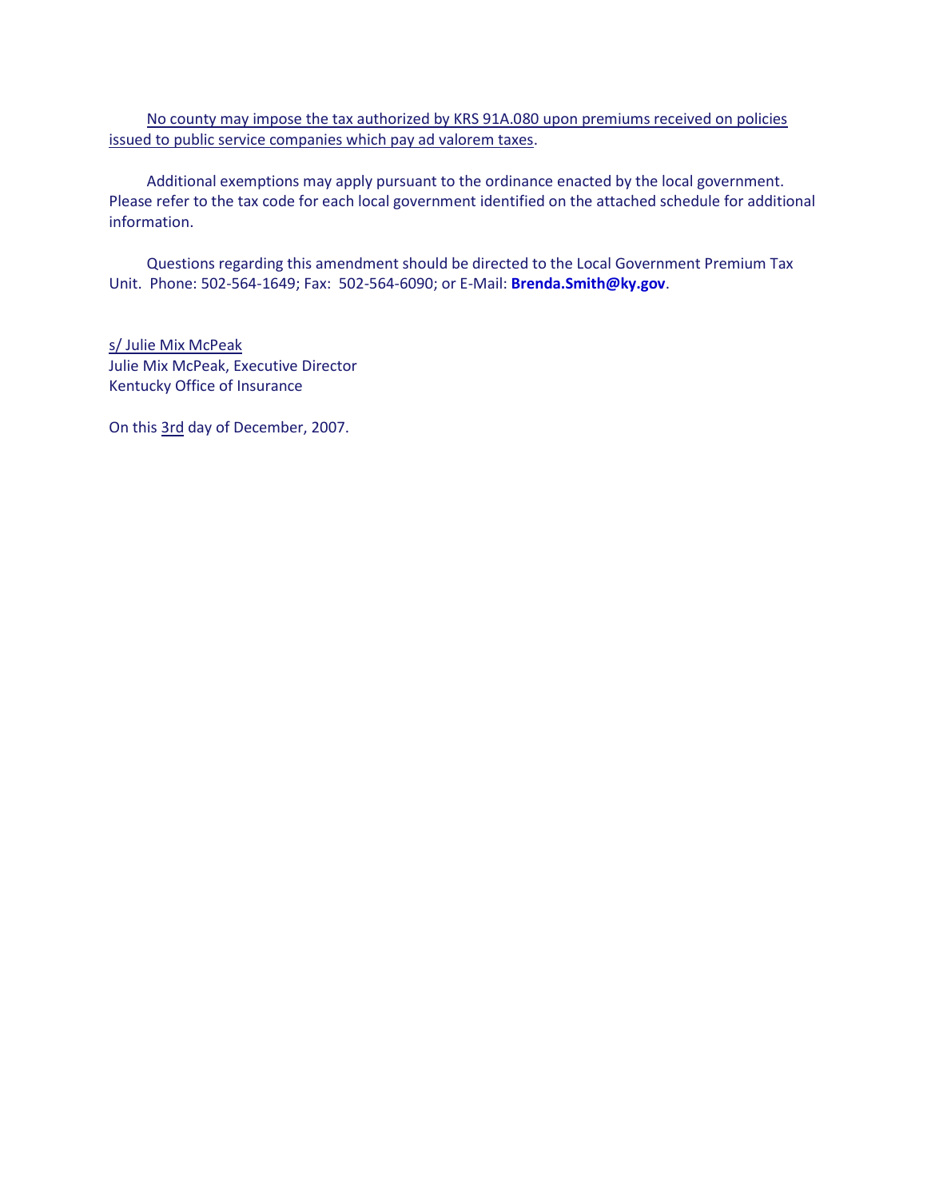No county may impose the tax authorized by KRS 91A.080 upon premiums received on policies issued to public service companies which pay ad valorem taxes.

Additional exemptions may apply pursuant to the ordinance enacted by the local government. Please refer to the tax code for each local government identified on the attached schedule for additional information.

Questions regarding this amendment should be directed to the Local Government Premium Tax Unit. Phone: 502-564-1649; Fax: 502-564-6090; or E-Mail: **Brenda.Smith@ky.gov**.

s/ Julie Mix McPeak
Julie Mix McPeak, Executive Director
Kentucky Office of Insurance

On this 3rd day of December, 2007.